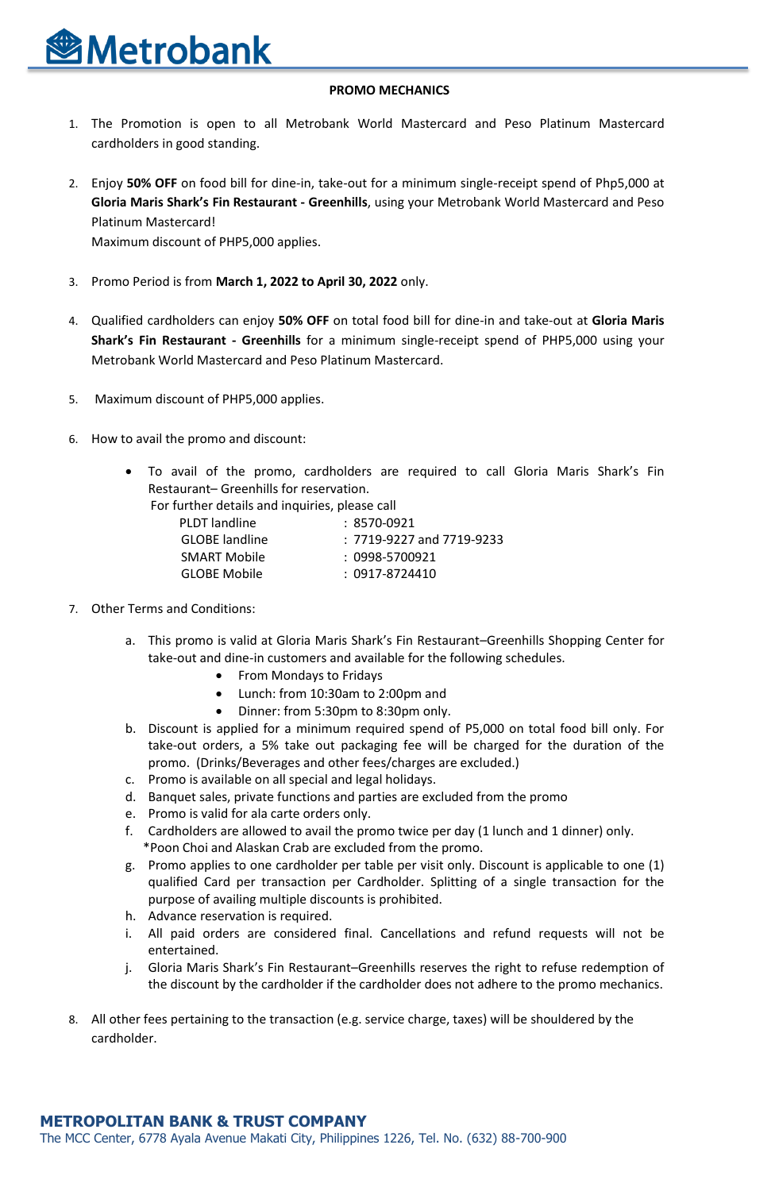Metrobank

**PROMO MECHANICS**

1. The Promotion is open to all Metrobank World Mastercard and Peso Platinum Mastercard cardholders in good standing.

2. Enjoy **50% OFF** on food bill for dine-in, take-out for a minimum single-receipt spend of Php5,000 at **Gloria Maris Shark's Fin Restaurant - Greenhills**, using your Metrobank World Mastercard and Peso Platinum Mastercard!
   Maximum discount of PHP5,000 applies.

3. Promo Period is from **March 1, 2022 to April 30, 2022** only.

4. Qualified cardholders can enjoy **50% OFF** on total food bill for dine-in and take-out at **Gloria Maris Shark's Fin Restaurant - Greenhills** for a minimum single-receipt spend of PHP5,000 using your Metrobank World Mastercard and Peso Platinum Mastercard.

5. Maximum discount of PHP5,000 applies.

6. How to avail the promo and discount:

   - To avail of the promo, cardholders are required to call Gloria Maris Shark's Fin Restaurant– Greenhills for reservation.
     For further details and inquiries, please call

     | | |
     |---|---|
     | PLDT landline | : 8570-0921 |
     | GLOBE landline | : 7719-9227 and 7719-9233 |
     | SMART Mobile | : 0998-5700921 |
     | GLOBE Mobile | : 0917-8724410 |

7. Other Terms and Conditions:

   a. This promo is valid at Gloria Maris Shark's Fin Restaurant–Greenhills Shopping Center for take-out and dine-in customers and available for the following schedules.
      - From Mondays to Fridays
      - Lunch: from 10:30am to 2:00pm and
      - Dinner: from 5:30pm to 8:30pm only.

   b. Discount is applied for a minimum required spend of P5,000 on total food bill only. For take-out orders, a 5% take out packaging fee will be charged for the duration of the promo. (Drinks/Beverages and other fees/charges are excluded.)

   c. Promo is available on all special and legal holidays.

   d. Banquet sales, private functions and parties are excluded from the promo

   e. Promo is valid for ala carte orders only.

   f. Cardholders are allowed to avail the promo twice per day (1 lunch and 1 dinner) only.
      *Poon Choi and Alaskan Crab are excluded from the promo.

   g. Promo applies to one cardholder per table per visit only. Discount is applicable to one (1) qualified Card per transaction per Cardholder. Splitting of a single transaction for the purpose of availing multiple discounts is prohibited.

   h. Advance reservation is required.

   i. All paid orders are considered final. Cancellations and refund requests will not be entertained.

   j. Gloria Maris Shark's Fin Restaurant–Greenhills reserves the right to refuse redemption of the discount by the cardholder if the cardholder does not adhere to the promo mechanics.

8. All other fees pertaining to the transaction (e.g. service charge, taxes) will be shouldered by the cardholder.

**METROPOLITAN BANK & TRUST COMPANY**
The MCC Center, 6778 Ayala Avenue Makati City, Philippines 1226, Tel. No. (632) 88-700-900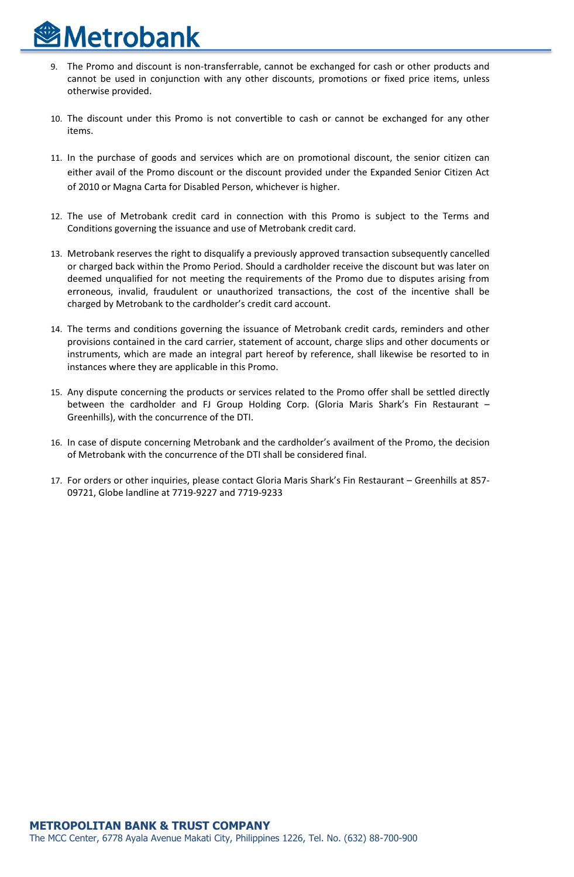9. The Promo and discount is non-transferrable, cannot be exchanged for cash or other products and cannot be used in conjunction with any other discounts, promotions or fixed price items, unless otherwise provided.

10. The discount under this Promo is not convertible to cash or cannot be exchanged for any other items.

11. In the purchase of goods and services which are on promotional discount, the senior citizen can either avail of the Promo discount or the discount provided under the Expanded Senior Citizen Act of 2010 or Magna Carta for Disabled Person, whichever is higher.

12. The use of Metrobank credit card in connection with this Promo is subject to the Terms and Conditions governing the issuance and use of Metrobank credit card.

13. Metrobank reserves the right to disqualify a previously approved transaction subsequently cancelled or charged back within the Promo Period. Should a cardholder receive the discount but was later on deemed unqualified for not meeting the requirements of the Promo due to disputes arising from erroneous, invalid, fraudulent or unauthorized transactions, the cost of the incentive shall be charged by Metrobank to the cardholder's credit card account.

14. The terms and conditions governing the issuance of Metrobank credit cards, reminders and other provisions contained in the card carrier, statement of account, charge slips and other documents or instruments, which are made an integral part hereof by reference, shall likewise be resorted to in instances where they are applicable in this Promo.

15. Any dispute concerning the products or services related to the Promo offer shall be settled directly between the cardholder and FJ Group Holding Corp. (Gloria Maris Shark's Fin Restaurant – Greenhills), with the concurrence of the DTI.

16. In case of dispute concerning Metrobank and the cardholder's availment of the Promo, the decision of Metrobank with the concurrence of the DTI shall be considered final.

17. For orders or other inquiries, please contact Gloria Maris Shark's Fin Restaurant – Greenhills at 857-09721, Globe landline at 7719-9227 and 7719-9233